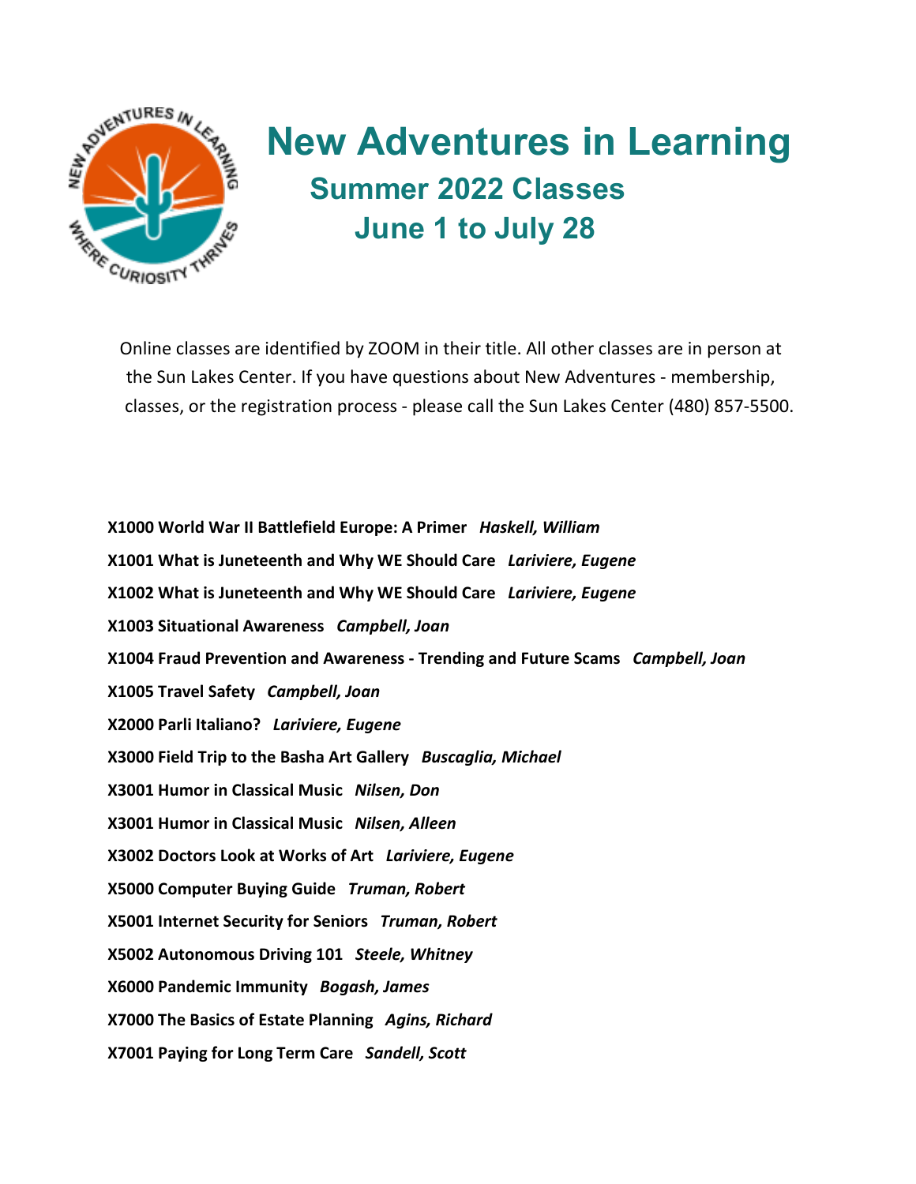# New Adventures in Learning

## Summer 2022 Classes

## June 1 to July 28

Online classes are identified by ZOOM in their title. All other classes are in person at the Sun Lakes Center. If you have questions about New Adventures - membership, classes, or the registration process - please call the Sun Lakes Center (480) 857-5500.

**X1000 World War II Battlefield Europe: A Primer** ***Haskell, William***

**X1001 What is Juneteenth and Why WE Should Care** ***Lariviere, Eugene***

**X1002 What is Juneteenth and Why WE Should Care** ***Lariviere, Eugene***

**X1003 Situational Awareness** ***Campbell, Joan***

**X1004 Fraud Prevention and Awareness - Trending and Future Scams** ***Campbell, Joan***

**X1005 Travel Safety** ***Campbell, Joan***

**X2000 Parli Italiano?** ***Lariviere, Eugene***

**X3000 Field Trip to the Basha Art Gallery** ***Buscaglia, Michael***

**X3001 Humor in Classical Music** ***Nilsen, Don***

**X3001 Humor in Classical Music** ***Nilsen, Alleen***

**X3002 Doctors Look at Works of Art** ***Lariviere, Eugene***

**X5000 Computer Buying Guide** ***Truman, Robert***

**X5001 Internet Security for Seniors** ***Truman, Robert***

**X5002 Autonomous Driving 101** ***Steele, Whitney***

**X6000 Pandemic Immunity** ***Bogash, James***

**X7000 The Basics of Estate Planning** ***Agins, Richard***

**X7001 Paying for Long Term Care** ***Sandell, Scott***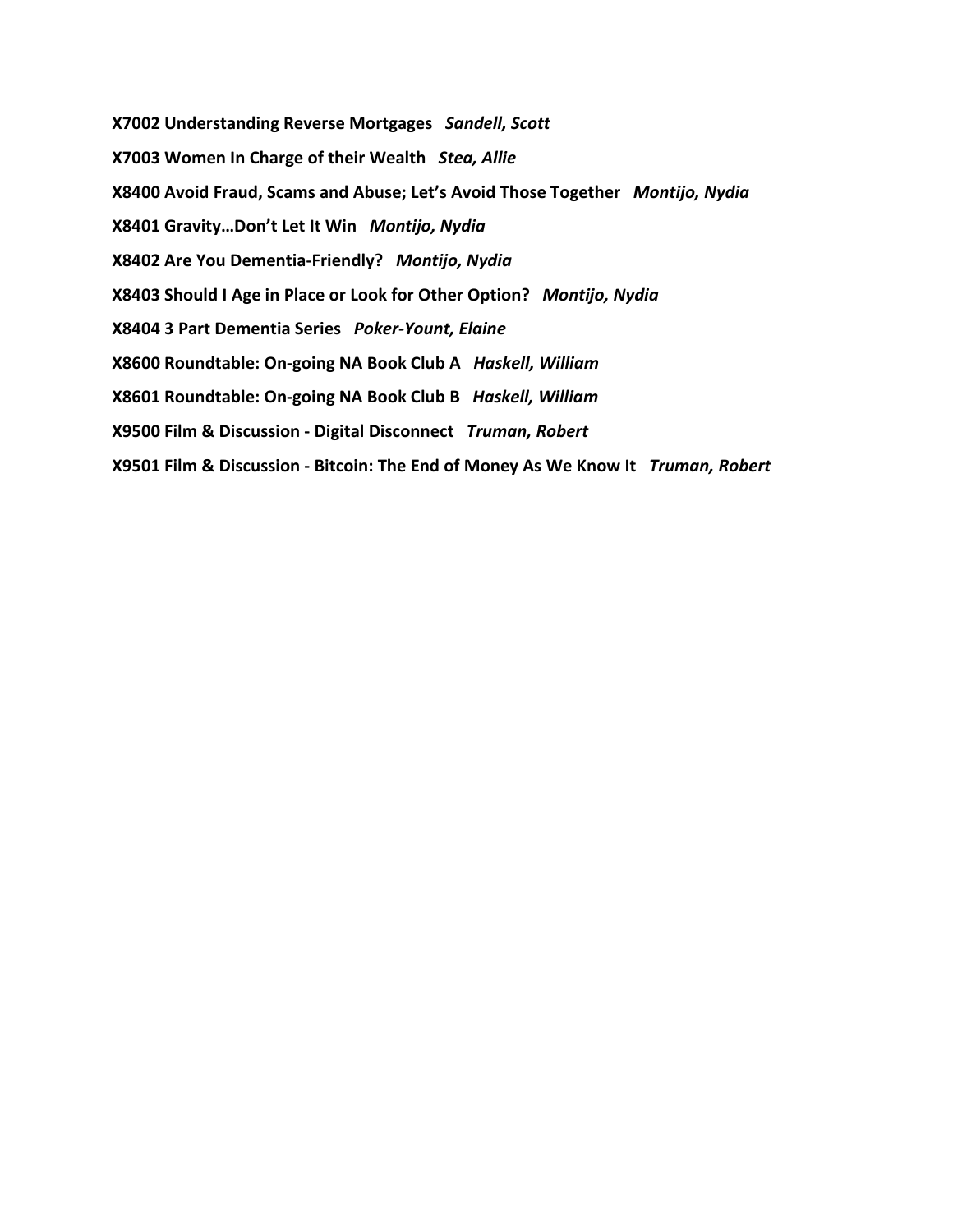**X7002 Understanding Reverse Mortgages** ***Sandell, Scott***

**X7003 Women In Charge of their Wealth** ***Stea, Allie***

**X8400 Avoid Fraud, Scams and Abuse; Let's Avoid Those Together** ***Montijo, Nydia***

**X8401 Gravity…Don't Let It Win** ***Montijo, Nydia***

**X8402 Are You Dementia-Friendly?** ***Montijo, Nydia***

**X8403 Should I Age in Place or Look for Other Option?** ***Montijo, Nydia***

**X8404 3 Part Dementia Series** ***Poker-Yount, Elaine***

**X8600 Roundtable: On-going NA Book Club A** ***Haskell, William***

**X8601 Roundtable: On-going NA Book Club B** ***Haskell, William***

**X9500 Film & Discussion - Digital Disconnect** ***Truman, Robert***

**X9501 Film & Discussion - Bitcoin: The End of Money As We Know It** ***Truman, Robert***